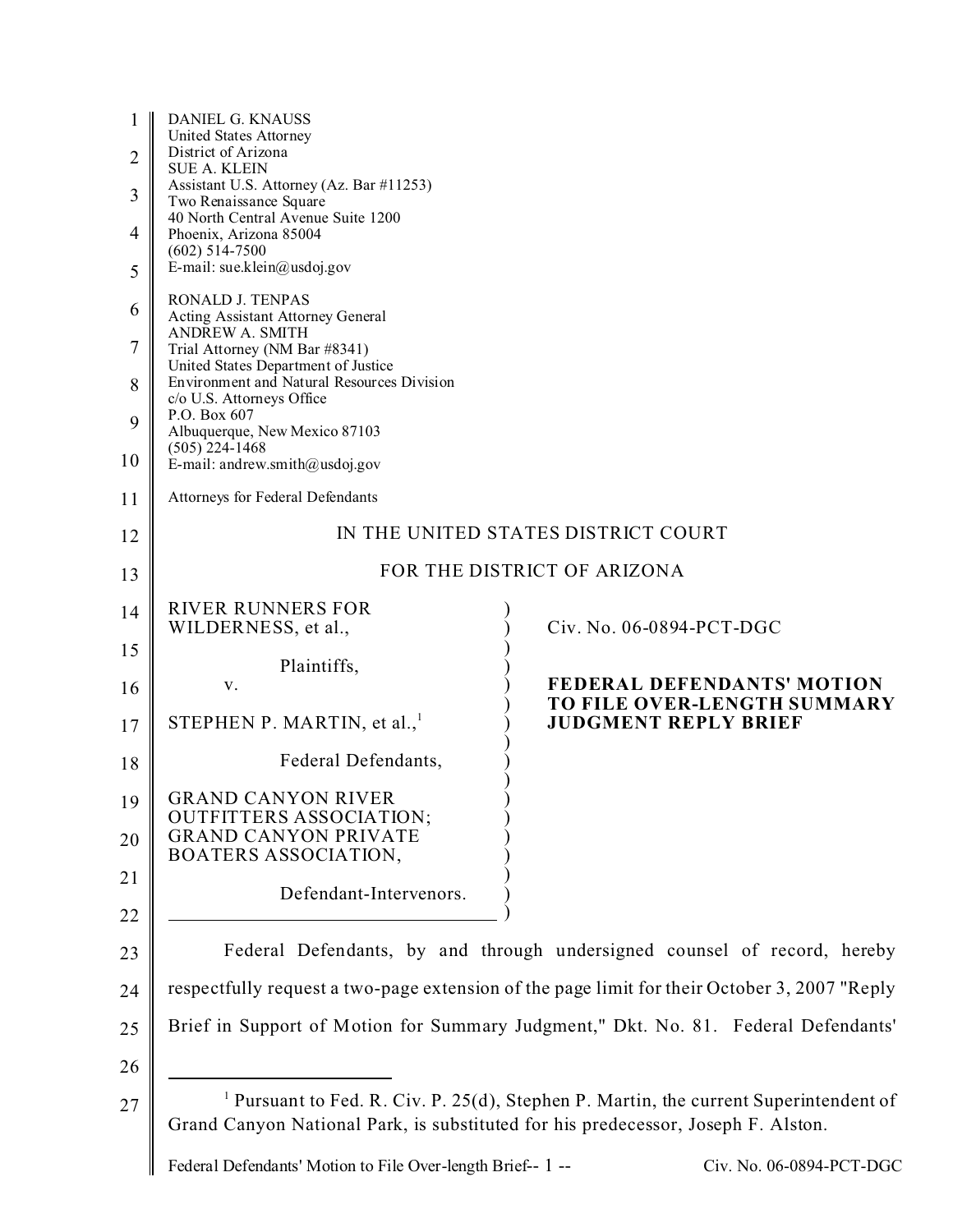DANIEL G. KNAUSS
United States Attorney
District of Arizona
SUE A. KLEIN
Assistant U.S. Attorney (Az. Bar #11253)
Two Renaissance Square
40 North Central Avenue Suite 1200
Phoenix, Arizona 85004
(602) 514-7500
E-mail: sue.klein@usdoj.gov

RONALD J. TENPAS
Acting Assistant Attorney General
ANDREW A. SMITH
Trial Attorney (NM Bar #8341)
United States Department of Justice
Environment and Natural Resources Division
c/o U.S. Attorneys Office
P.O. Box 607
Albuquerque, New Mexico 87103
(505) 224-1468
E-mail: andrew.smith@usdoj.gov

Attorneys for Federal Defendants

IN THE UNITED STATES DISTRICT COURT

FOR THE DISTRICT OF ARIZONA

| | |
|---|---|
| RIVER RUNNERS FOR WILDERNESS, et al., | Civ. No. 06-0894-PCT-DGC |
| Plaintiffs, | |
| v. | **FEDERAL DEFENDANTS' MOTION TO FILE OVER-LENGTH SUMMARY JUDGMENT REPLY BRIEF** |
| STEPHEN P. MARTIN, et al.,[1] | |
| Federal Defendants, | |
| GRAND CANYON RIVER OUTFITTERS ASSOCIATION; GRAND CANYON PRIVATE BOATERS ASSOCIATION, | |
| Defendant-Intervenors. | |

Federal Defendants, by and through undersigned counsel of record, hereby respectfully request a two-page extension of the page limit for their October 3, 2007 "Reply Brief in Support of Motion for Summary Judgment," Dkt. No. 81. Federal Defendants'

---

[1] Pursuant to Fed. R. Civ. P. 25(d), Stephen P. Martin, the current Superintendent of Grand Canyon National Park, is substituted for his predecessor, Joseph F. Alston.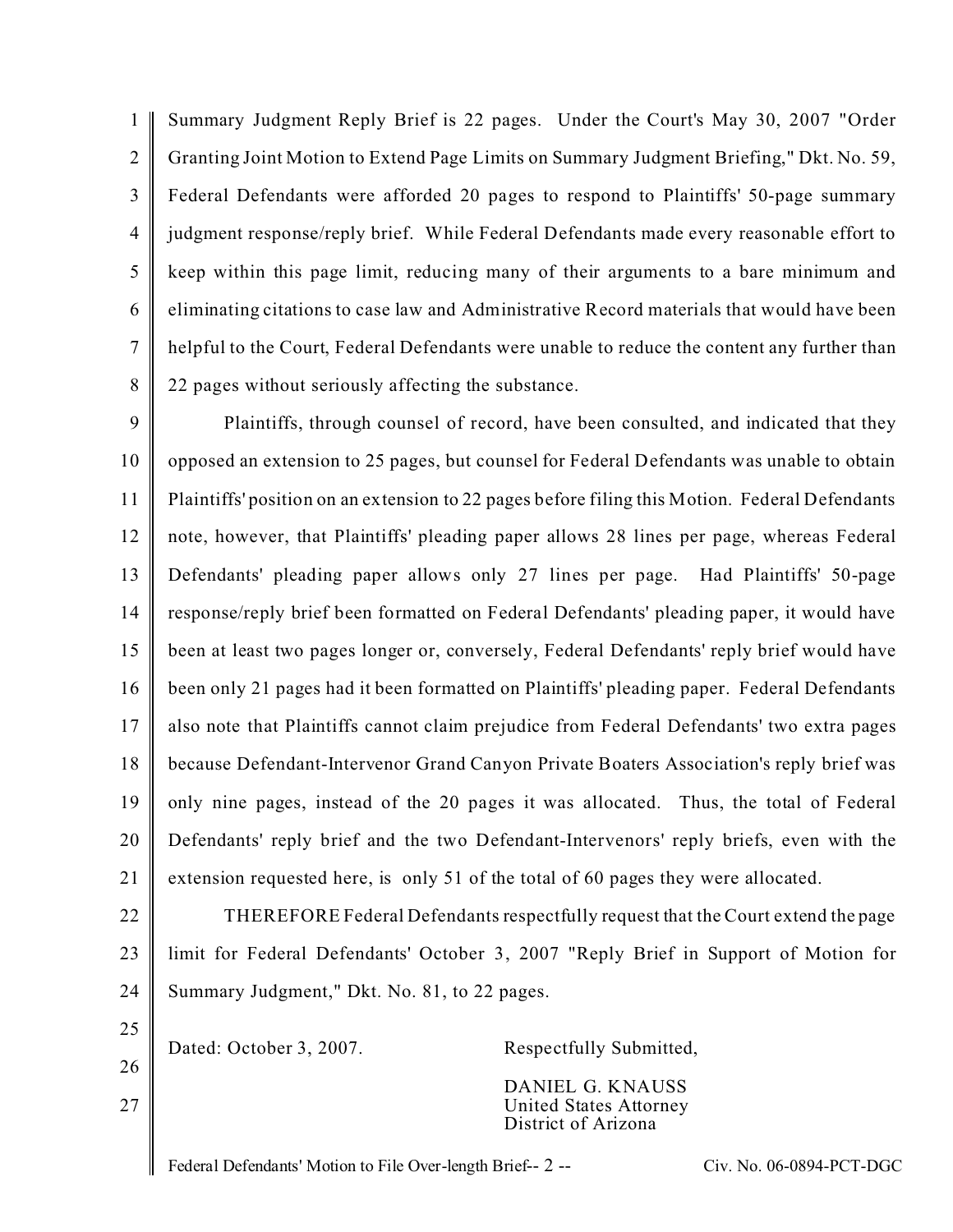Summary Judgment Reply Brief is 22 pages. Under the Court's May 30, 2007 "Order Granting Joint Motion to Extend Page Limits on Summary Judgment Briefing," Dkt. No. 59, Federal Defendants were afforded 20 pages to respond to Plaintiffs' 50-page summary judgment response/reply brief. While Federal Defendants made every reasonable effort to keep within this page limit, reducing many of their arguments to a bare minimum and eliminating citations to case law and Administrative Record materials that would have been helpful to the Court, Federal Defendants were unable to reduce the content any further than 22 pages without seriously affecting the substance.

Plaintiffs, through counsel of record, have been consulted, and indicated that they opposed an extension to 25 pages, but counsel for Federal Defendants was unable to obtain Plaintiffs' position on an extension to 22 pages before filing this Motion. Federal Defendants note, however, that Plaintiffs' pleading paper allows 28 lines per page, whereas Federal Defendants' pleading paper allows only 27 lines per page. Had Plaintiffs' 50-page response/reply brief been formatted on Federal Defendants' pleading paper, it would have been at least two pages longer or, conversely, Federal Defendants' reply brief would have been only 21 pages had it been formatted on Plaintiffs' pleading paper. Federal Defendants also note that Plaintiffs cannot claim prejudice from Federal Defendants' two extra pages because Defendant-Intervenor Grand Canyon Private Boaters Association's reply brief was only nine pages, instead of the 20 pages it was allocated. Thus, the total of Federal Defendants' reply brief and the two Defendant-Intervenors' reply briefs, even with the extension requested here, is only 51 of the total of 60 pages they were allocated.

THEREFORE Federal Defendants respectfully request that the Court extend the page limit for Federal Defendants' October 3, 2007 "Reply Brief in Support of Motion for Summary Judgment," Dkt. No. 81, to 22 pages.

Dated: October 3, 2007.

Respectfully Submitted,

DANIEL G. KNAUSS
United States Attorney
District of Arizona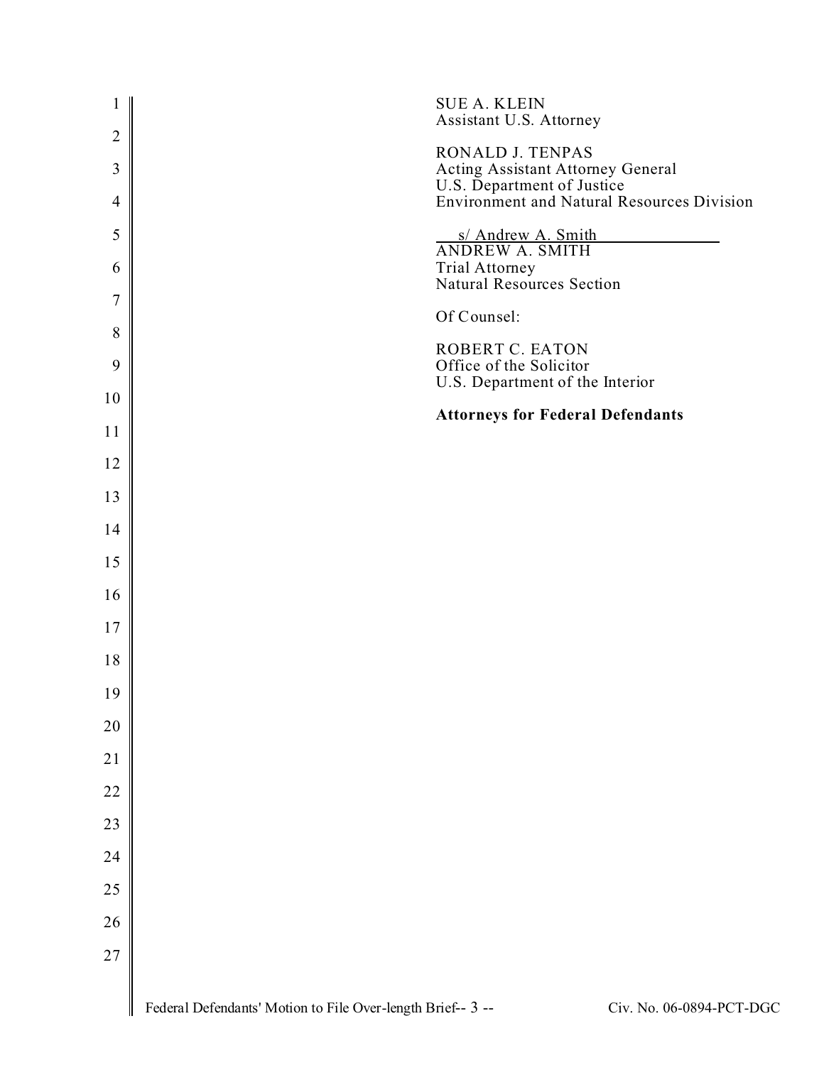SUE A. KLEIN
Assistant U.S. Attorney

RONALD J. TENPAS
Acting Assistant Attorney General
U.S. Department of Justice
Environment and Natural Resources Division

s/ Andrew A. Smith
ANDREW A. SMITH
Trial Attorney
Natural Resources Section

Of Counsel:

ROBERT C. EATON
Office of the Solicitor
U.S. Department of the Interior

**Attorneys for Federal Defendants**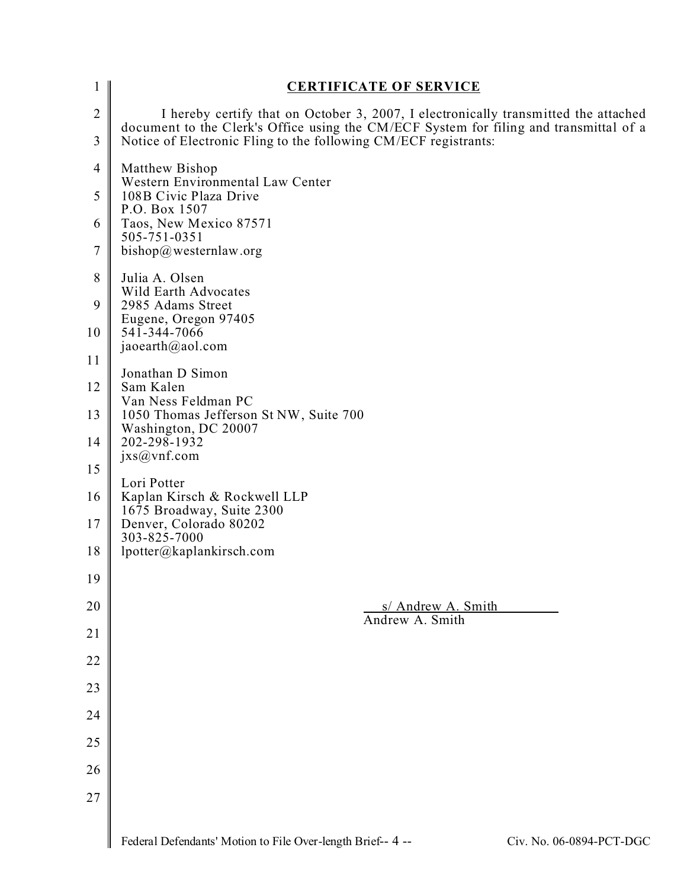## CERTIFICATE OF SERVICE

I hereby certify that on October 3, 2007, I electronically transmitted the attached document to the Clerk's Office using the CM/ECF System for filing and transmittal of a Notice of Electronic Fling to the following CM/ECF registrants:

Matthew Bishop
Western Environmental Law Center
108B Civic Plaza Drive
P.O. Box 1507
Taos, New Mexico 87571
505-751-0351
bishop@westernlaw.org

Julia A. Olsen
Wild Earth Advocates
2985 Adams Street
Eugene, Oregon 97405
541-344-7066
jaoearth@aol.com

Jonathan D Simon
Sam Kalen
Van Ness Feldman PC
1050 Thomas Jefferson St NW, Suite 700
Washington, DC 20007
202-298-1932
jxs@vnf.com

Lori Potter
Kaplan Kirsch & Rockwell LLP
1675 Broadway, Suite 2300
Denver, Colorado 80202
303-825-7000
lpotter@kaplankirsch.com

s/ Andrew A. Smith
Andrew A. Smith